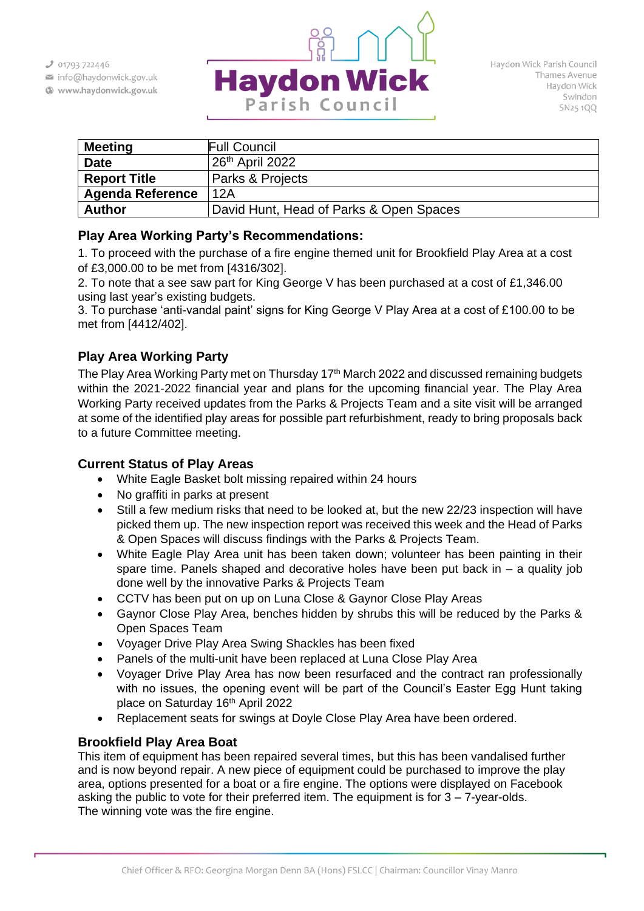| Meeting | Full Council |
|---|---|
| Date | 26th April 2022 |
| Report Title | Parks & Projects |
| Agenda Reference | 12A |
| Author | David Hunt, Head of Parks & Open Spaces |

## Play Area Working Party's Recommendations:

1. To proceed with the purchase of a fire engine themed unit for Brookfield Play Area at a cost of £3,000.00 to be met from [4316/302].
2. To note that a see saw part for King George V has been purchased at a cost of £1,346.00 using last year's existing budgets.
3. To purchase 'anti-vandal paint' signs for King George V Play Area at a cost of £100.00 to be met from [4412/402].

## Play Area Working Party

The Play Area Working Party met on Thursday 17th March 2022 and discussed remaining budgets within the 2021-2022 financial year and plans for the upcoming financial year. The Play Area Working Party received updates from the Parks & Projects Team and a site visit will be arranged at some of the identified play areas for possible part refurbishment, ready to bring proposals back to a future Committee meeting.

## Current Status of Play Areas

- White Eagle Basket bolt missing repaired within 24 hours
- No graffiti in parks at present
- Still a few medium risks that need to be looked at, but the new 22/23 inspection will have picked them up. The new inspection report was received this week and the Head of Parks & Open Spaces will discuss findings with the Parks & Projects Team.
- White Eagle Play Area unit has been taken down; volunteer has been painting in their spare time. Panels shaped and decorative holes have been put back in – a quality job done well by the innovative Parks & Projects Team
- CCTV has been put on up on Luna Close & Gaynor Close Play Areas
- Gaynor Close Play Area, benches hidden by shrubs this will be reduced by the Parks & Open Spaces Team
- Voyager Drive Play Area Swing Shackles has been fixed
- Panels of the multi-unit have been replaced at Luna Close Play Area
- Voyager Drive Play Area has now been resurfaced and the contract ran professionally with no issues, the opening event will be part of the Council's Easter Egg Hunt taking place on Saturday 16th April 2022
- Replacement seats for swings at Doyle Close Play Area have been ordered.

## Brookfield Play Area Boat

This item of equipment has been repaired several times, but this has been vandalised further and is now beyond repair. A new piece of equipment could be purchased to improve the play area, options presented for a boat or a fire engine. The options were displayed on Facebook asking the public to vote for their preferred item. The equipment is for 3 – 7-year-olds.
The winning vote was the fire engine.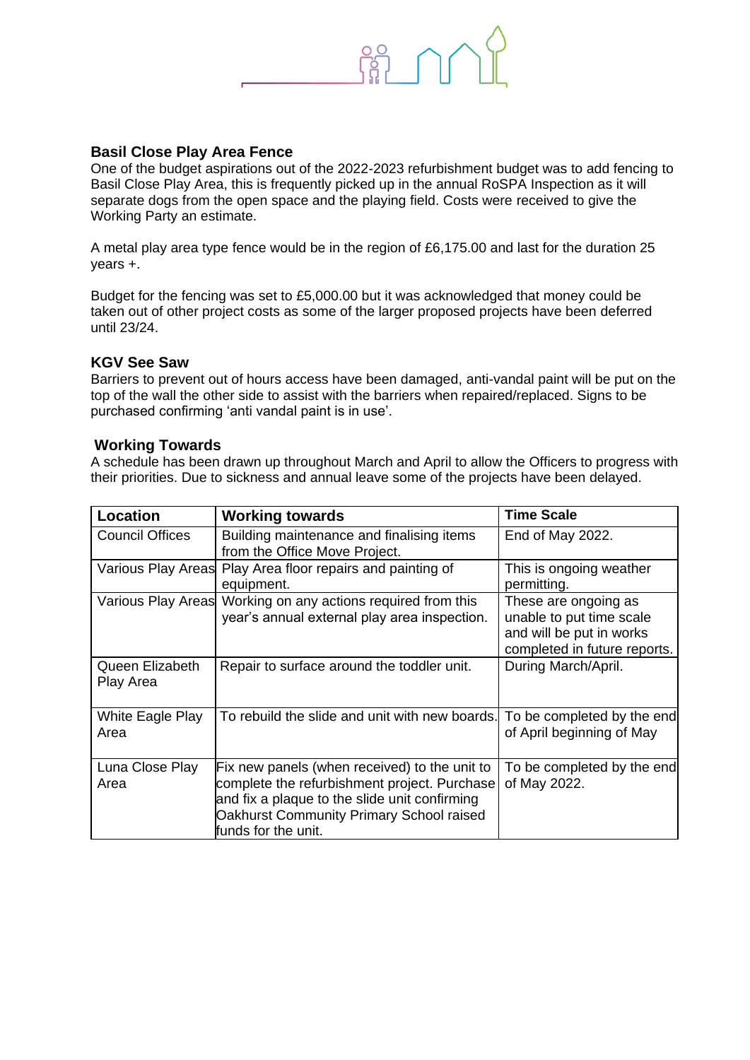### Basil Close Play Area Fence

One of the budget aspirations out of the 2022-2023 refurbishment budget was to add fencing to Basil Close Play Area, this is frequently picked up in the annual RoSPA Inspection as it will separate dogs from the open space and the playing field. Costs were received to give the Working Party an estimate.

A metal play area type fence would be in the region of £6,175.00 and last for the duration 25 years +.

Budget for the fencing was set to £5,000.00 but it was acknowledged that money could be taken out of other project costs as some of the larger proposed projects have been deferred until 23/24.

### KGV See Saw

Barriers to prevent out of hours access have been damaged, anti-vandal paint will be put on the top of the wall the other side to assist with the barriers when repaired/replaced. Signs to be purchased confirming 'anti vandal paint is in use'.

### Working Towards

A schedule has been drawn up throughout March and April to allow the Officers to progress with their priorities. Due to sickness and annual leave some of the projects have been delayed.

| Location | Working towards | Time Scale |
|---|---|---|
| Council Offices | Building maintenance and finalising items from the Office Move Project. | End of May 2022. |
| Various Play Areas | Play Area floor repairs and painting of equipment. | This is ongoing weather permitting. |
| Various Play Areas | Working on any actions required from this year's annual external play area inspection. | These are ongoing as unable to put time scale and will be put in works completed in future reports. |
| Queen Elizabeth Play Area | Repair to surface around the toddler unit. | During March/April. |
| White Eagle Play Area | To rebuild the slide and unit with new boards. | To be completed by the end of April beginning of May |
| Luna Close Play Area | Fix new panels (when received) to the unit to complete the refurbishment project. Purchase and fix a plaque to the slide unit confirming Oakhurst Community Primary School raised funds for the unit. | To be completed by the end of May 2022. |